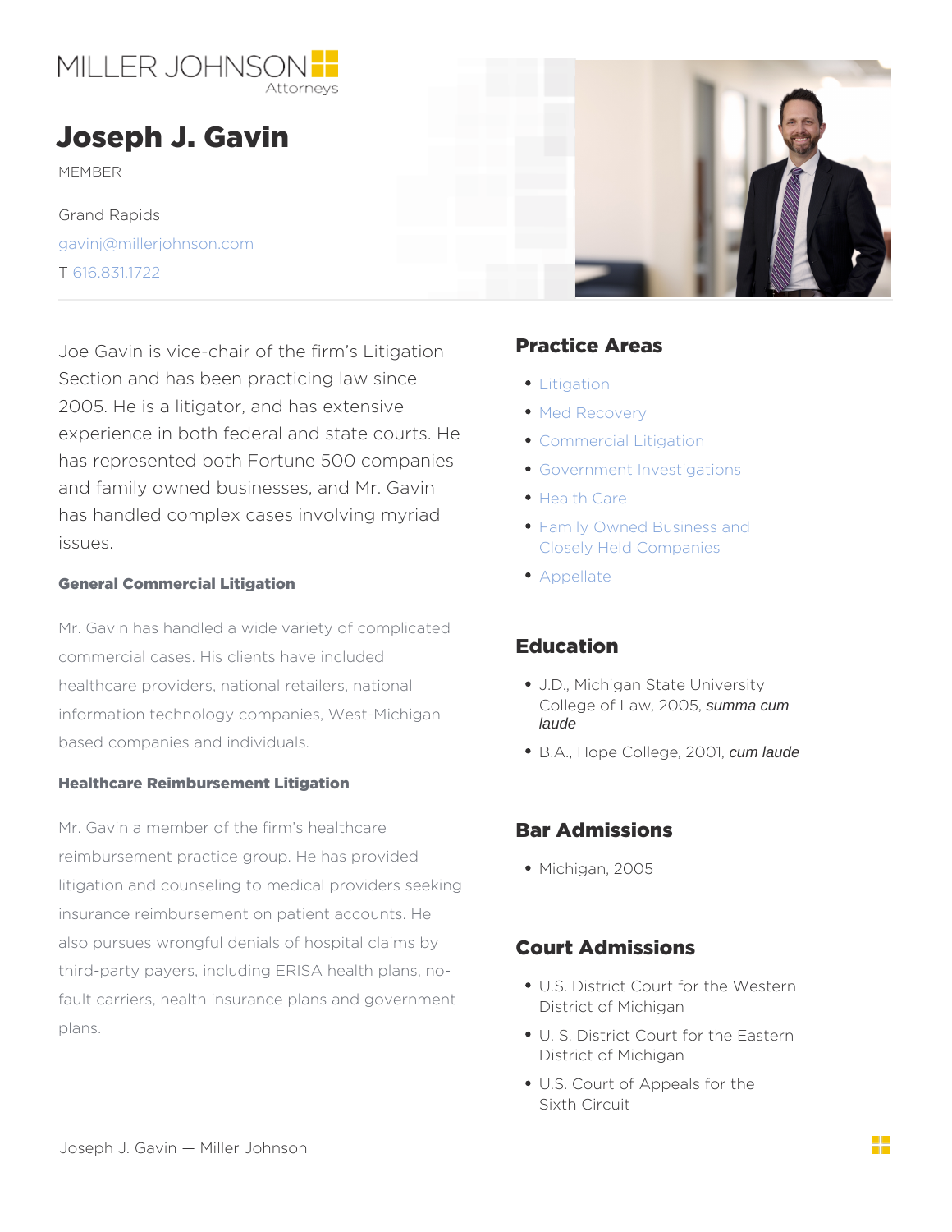MILLER JOHNSON Attorneys

# Joseph J. Gavin

MEMBER

Grand Rapids

gavinj@millerjohnson.com

T 616.831.1722

Joe Gavin is vice-chair of the firm's Litigation Section and has been practicing law since 2005. He is a litigator, and has extensive experience in both federal and state courts. He has represented both Fortune 500 companies and family owned businesses, and Mr. Gavin has handled complex cases involving myriad issues.

### General Commercial Litigation

Mr. Gavin has handled a wide variety of complicated commercial cases. His clients have included healthcare providers, national retailers, national information technology companies, West-Michigan based companies and individuals.

### Healthcare Reimbursement Litigation

Mr. Gavin a member of the firm's healthcare reimbursement practice group. He has provided litigation and counseling to medical providers seeking insurance reimbursement on patient accounts. He also pursues wrongful denials of hospital claims by third-party payers, including ERISA health plans, no-fault carriers, health insurance plans and government plans.

## Practice Areas

- Litigation
- Med Recovery
- Commercial Litigation
- Government Investigations
- Health Care
- Family Owned Business and Closely Held Companies
- Appellate

## Education

- J.D., Michigan State University College of Law, 2005, *summa cum laude*
- B.A., Hope College, 2001, *cum laude*

## Bar Admissions

- Michigan, 2005

## Court Admissions

- U.S. District Court for the Western District of Michigan
- U. S. District Court for the Eastern District of Michigan
- U.S. Court of Appeals for the Sixth Circuit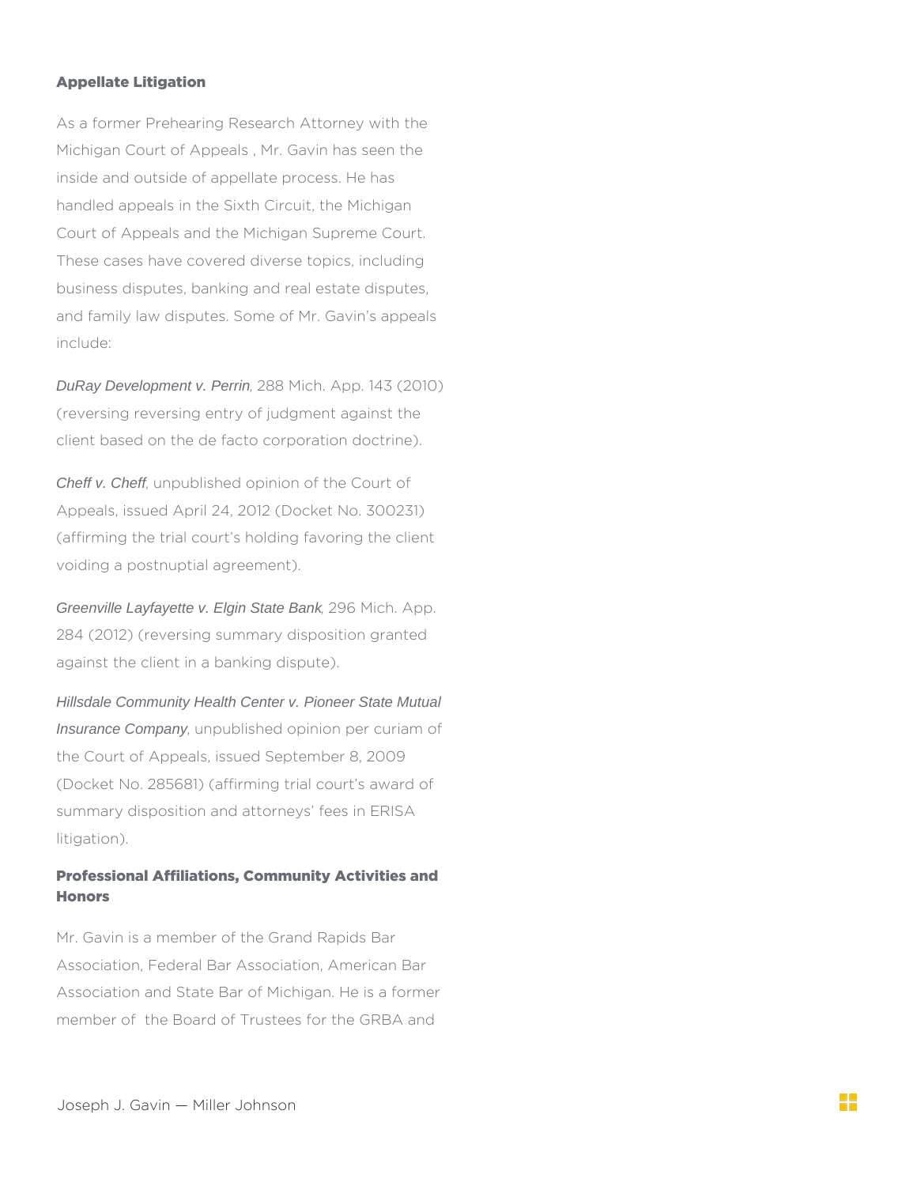## Appellate Litigation

As a former Prehearing Research Attorney with the Michigan Court of Appeals , Mr. Gavin has seen the inside and outside of appellate process. He has handled appeals in the Sixth Circuit, the Michigan Court of Appeals and the Michigan Supreme Court. These cases have covered diverse topics, including business disputes, banking and real estate disputes, and family law disputes. Some of Mr. Gavin's appeals include:

*DuRay Development v. Perrin*, 288 Mich. App. 143 (2010) (reversing reversing entry of judgment against the client based on the de facto corporation doctrine).

*Cheff v. Cheff*, unpublished opinion of the Court of Appeals, issued April 24, 2012 (Docket No. 300231) (affirming the trial court's holding favoring the client voiding a postnuptial agreement).

*Greenville Layfayette v. Elgin State Bank*, 296 Mich. App. 284 (2012) (reversing summary disposition granted against the client in a banking dispute).

*Hillsdale Community Health Center v. Pioneer State Mutual Insurance Company*, unpublished opinion per curiam of the Court of Appeals, issued September 8, 2009 (Docket No. 285681) (affirming trial court's award of summary disposition and attorneys' fees in ERISA litigation).

## Professional Affiliations, Community Activities and Honors

Mr. Gavin is a member of the Grand Rapids Bar Association, Federal Bar Association, American Bar Association and State Bar of Michigan. He is a former member of the Board of Trustees for the GRBA and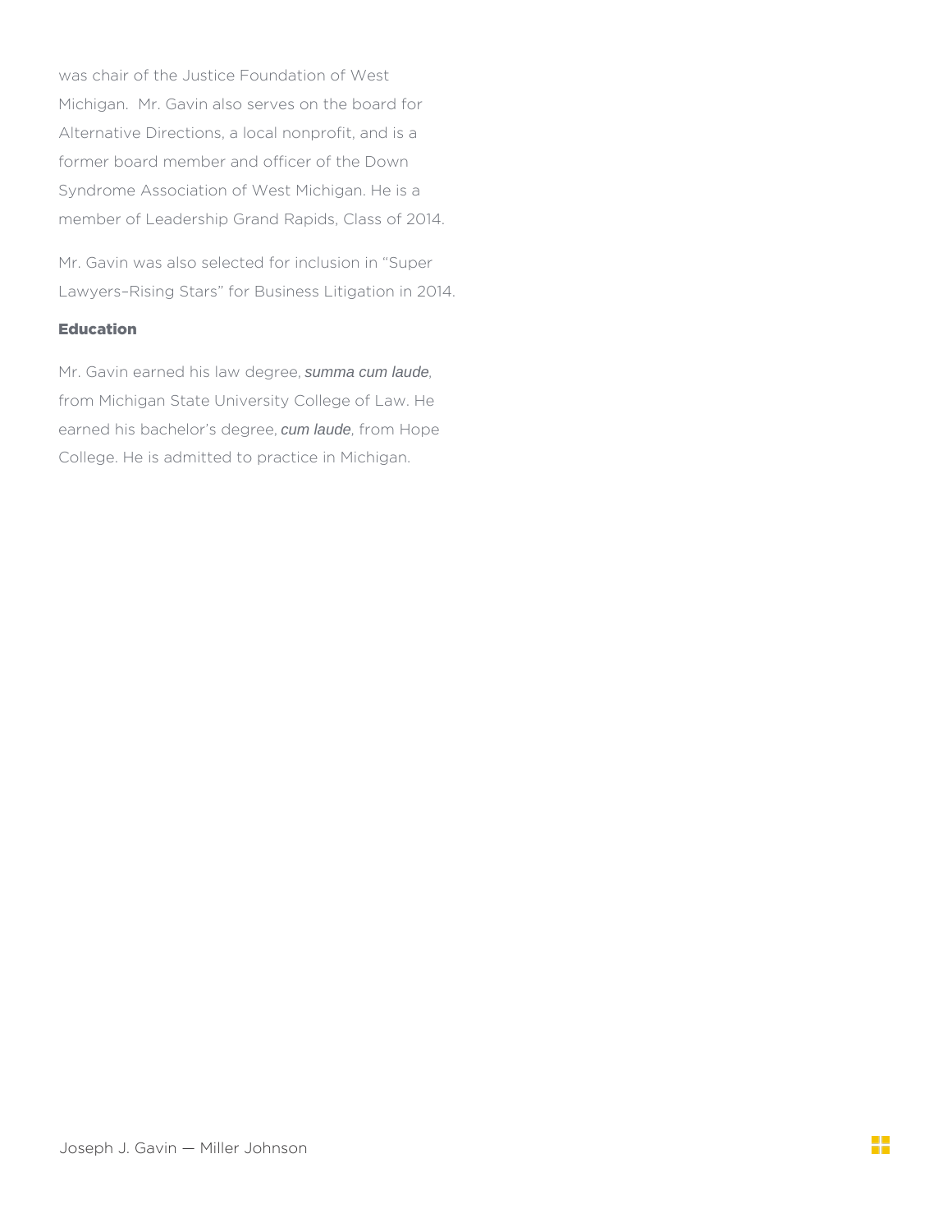was chair of the Justice Foundation of West Michigan. Mr. Gavin also serves on the board for Alternative Directions, a local nonprofit, and is a former board member and officer of the Down Syndrome Association of West Michigan. He is a member of Leadership Grand Rapids, Class of 2014.

Mr. Gavin was also selected for inclusion in "Super Lawyers–Rising Stars" for Business Litigation in 2014.

## Education

Mr. Gavin earned his law degree, *summa cum laude*, from Michigan State University College of Law. He earned his bachelor's degree, *cum laude*, from Hope College. He is admitted to practice in Michigan.